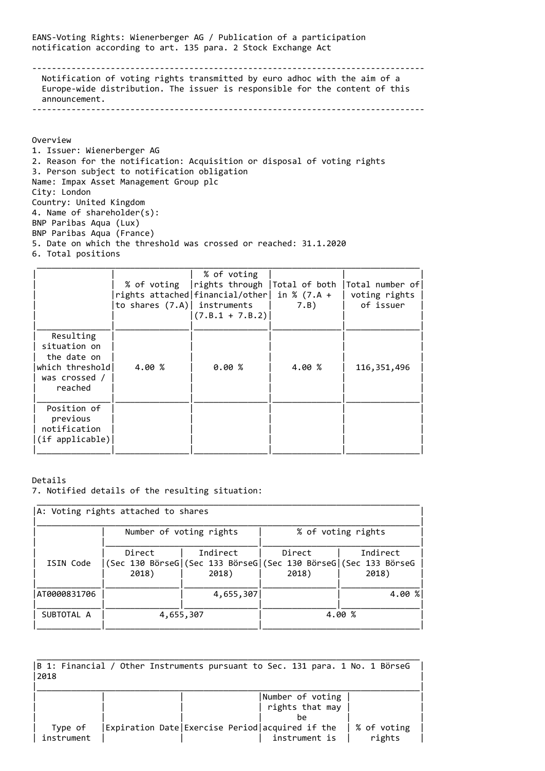EANS-Voting Rights: Wienerberger AG / Publication of a participation notification according to art. 135 para. 2 Stock Exchange Act

---

Notification of voting rights transmitted by euro adhoc with the aim of a Europe-wide distribution. The issuer is responsible for the content of this announcement.

---

Overview
1. Issuer: Wienerberger AG
2. Reason for the notification: Acquisition or disposal of voting rights
3. Person subject to notification obligation
Name: Impax Asset Management Group plc
City: London
Country: United Kingdom
4. Name of shareholder(s):
BNP Paribas Aqua (Lux)
BNP Paribas Aqua (France)
5. Date on which the threshold was crossed or reached: 31.1.2020
6. Total positions

| | % of voting rights attached to shares (7.A) | % of voting rights through financial/other instruments (7.B.1 + 7.B.2) | Total of both in % (7.A + 7.B) | Total number of voting rights of issuer |
|---|---|---|---|---|
| Resulting situation on the date on which threshold was crossed / reached | 4.00 % | 0.00 % | 4.00 % | 116,351,496 |
| Position of previous notification (if applicable) | | | | |

Details
7. Notified details of the resulting situation:

| A: Voting rights attached to shares | | | | |
|---|---|---|---|---|
| | Number of voting rights | | % of voting rights | |
| ISIN Code | Direct (Sec 130 BörseG 2018) | Indirect (Sec 133 BörseG 2018) | Direct (Sec 130 BörseG 2018) | Indirect (Sec 133 BörseG 2018) |
| AT0000831706 | | 4,655,307 | | 4.00 % |
| SUBTOTAL A | 4,655,307 | | 4.00 % | |

| B 1: Financial / Other Instruments pursuant to Sec. 131 para. 1 No. 1 BörseG 2018 | | | | |
|---|---|---|---|---|
| Type of instrument | Expiration Date | Exercise Period | Number of voting rights that may be acquired if the instrument is | % of voting rights |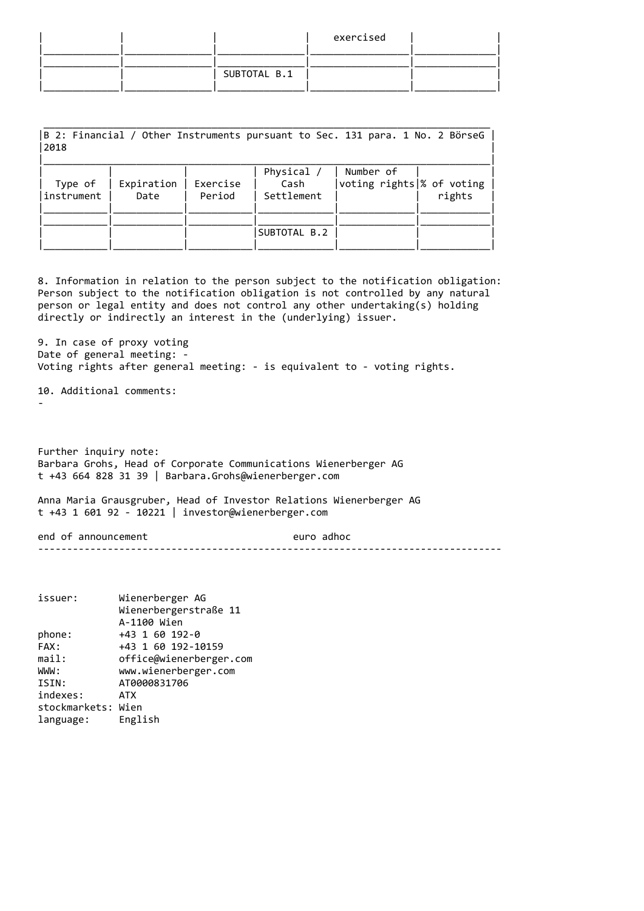| | | | exercised | |
|---|---|---|---|---|
| | | | | |
| | | SUBTOTAL B.1 | | |

**B 2: Financial / Other Instruments pursuant to Sec. 131 para. 1 No. 2 BörseG 2018**

| Type of instrument | Expiration Date | Exercise Period | Physical / Cash Settlement | Number of voting rights | % of voting rights |
|---|---|---|---|---|---|
| | | | | | |
| | | | SUBTOTAL B.2 | | |

8. Information in relation to the person subject to the notification obligation:
Person subject to the notification obligation is not controlled by any natural person or legal entity and does not control any other undertaking(s) holding directly or indirectly an interest in the (underlying) issuer.

9. In case of proxy voting
Date of general meeting: -
Voting rights after general meeting: - is equivalent to - voting rights.

10. Additional comments:
-

Further inquiry note:
Barbara Grohs, Head of Corporate Communications Wienerberger AG
t +43 664 828 31 39 | Barbara.Grohs@wienerberger.com

Anna Maria Grausgruber, Head of Investor Relations Wienerberger AG
t +43 1 601 92 - 10221 | investor@wienerberger.com

end of announcement euro adhoc

---

issuer: Wienerberger AG
Wienerbergerstraße 11
A-1100 Wien
phone: +43 1 60 192-0
FAX: +43 1 60 192-10159
mail: office@wienerberger.com
WWW: www.wienerberger.com
ISIN: AT0000831706
indexes: ATX
stockmarkets: Wien
language: English